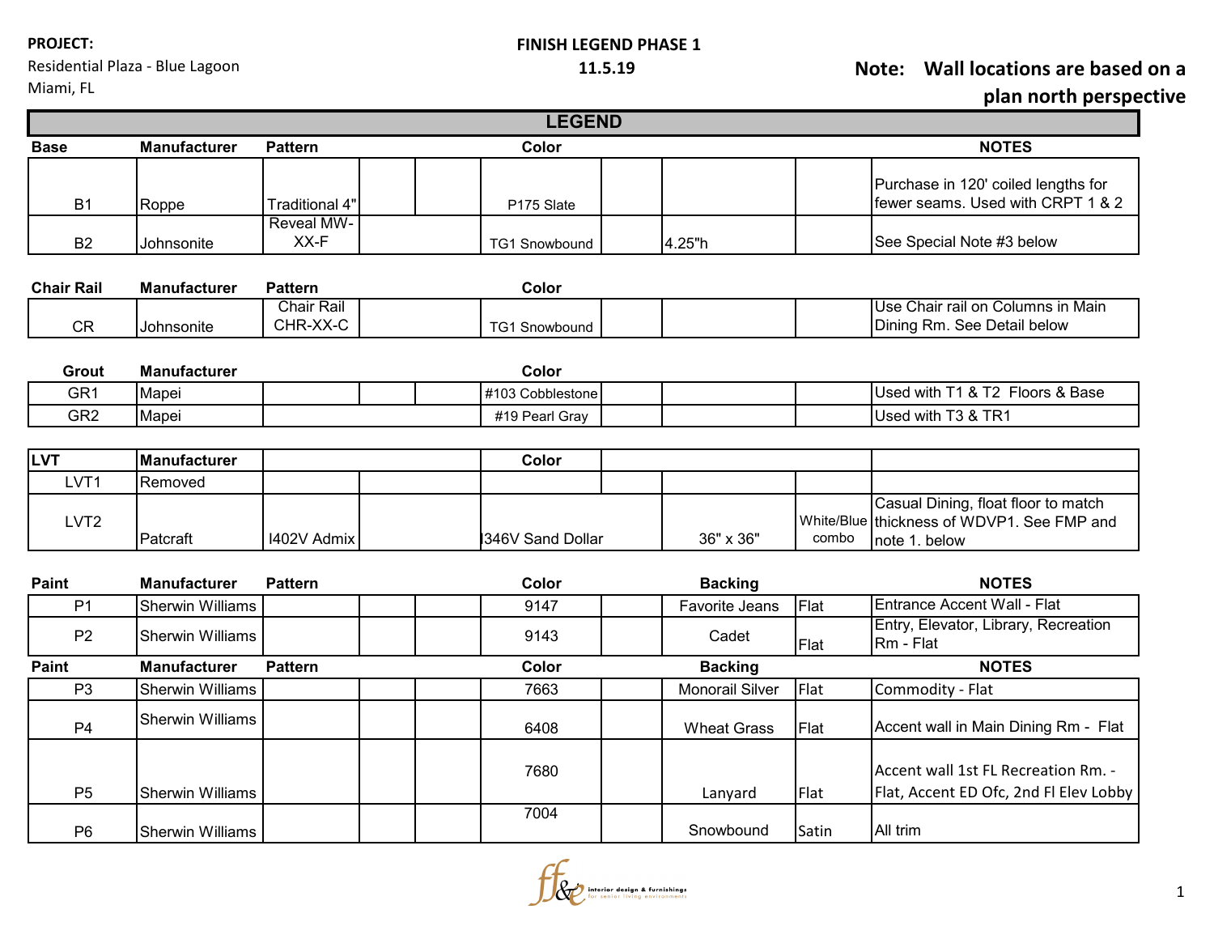**PROJECT:**
Residential Plaza - Blue Lagoon
Miami, FL

**FINISH LEGEND PHASE 1**
**11.5.19**

**Note: Wall locations are based on a plan north perspective**

## LEGEND

| Base | Manufacturer | Pattern | | | Color | | | | NOTES |
|---|---|---|---|---|---|---|---|---|---|
| B1 | Roppe | Traditional 4" | | | P175 Slate | | | | Purchase in 120' coiled lengths for fewer seams. Used with CRPT 1 & 2 |
| B2 | Johnsonite | Reveal MW-XX-F | | | TG1 Snowbound | | 4.25"h | | See Special Note #3 below |

| Chair Rail | Manufacturer | Pattern | | | Color | | | | |
|---|---|---|---|---|---|---|---|---|---|
| CR | Johnsonite | Chair Rail CHR-XX-C | | | TG1 Snowbound | | | | Use Chair rail on Columns in Main Dining Rm. See Detail below |

| Grout | Manufacturer | | | | Color | | | | |
|---|---|---|---|---|---|---|---|---|---|
| GR1 | Mapei | | | | #103 Cobblestone | | | | Used with T1 & T2 Floors & Base |
| GR2 | Mapei | | | | #19 Pearl Gray | | | | Used with T3 & TR1 |

| LVT | Manufacturer | | | | Color | | | | |
|---|---|---|---|---|---|---|---|---|---|
| LVT1 | Removed | | | | | | | | |
| LVT2 | Patcraft | I402V Admix | | | I346V Sand Dollar | | 36" x 36" | White/Blue combo | Casual Dining, float floor to match thickness of WDVP1. See FMP and note 1. below |

| Paint | Manufacturer | Pattern | | | Color | | Backing | | NOTES |
|---|---|---|---|---|---|---|---|---|---|
| P1 | Sherwin Williams | | | | 9147 | | Favorite Jeans | Flat | Entrance Accent Wall - Flat |
| P2 | Sherwin Williams | | | | 9143 | | Cadet | Flat | Entry, Elevator, Library, Recreation Rm - Flat |
| **Paint** | **Manufacturer** | **Pattern** | | | **Color** | | **Backing** | | **NOTES** |
| P3 | Sherwin Williams | | | | 7663 | | Monorail Silver | Flat | Commodity - Flat |
| P4 | Sherwin Williams | | | | 6408 | | Wheat Grass | Flat | Accent wall in Main Dining Rm - Flat |
| P5 | Sherwin Williams | | | | 7680 | | Lanyard | Flat | Accent wall 1st FL Recreation Rm. - Flat, Accent ED Ofc, 2nd Fl Elev Lobby |
| P6 | Sherwin Williams | | | | 7004 | | Snowbound | Satin | All trim |

ff&e interior design & furnishings for senior living environments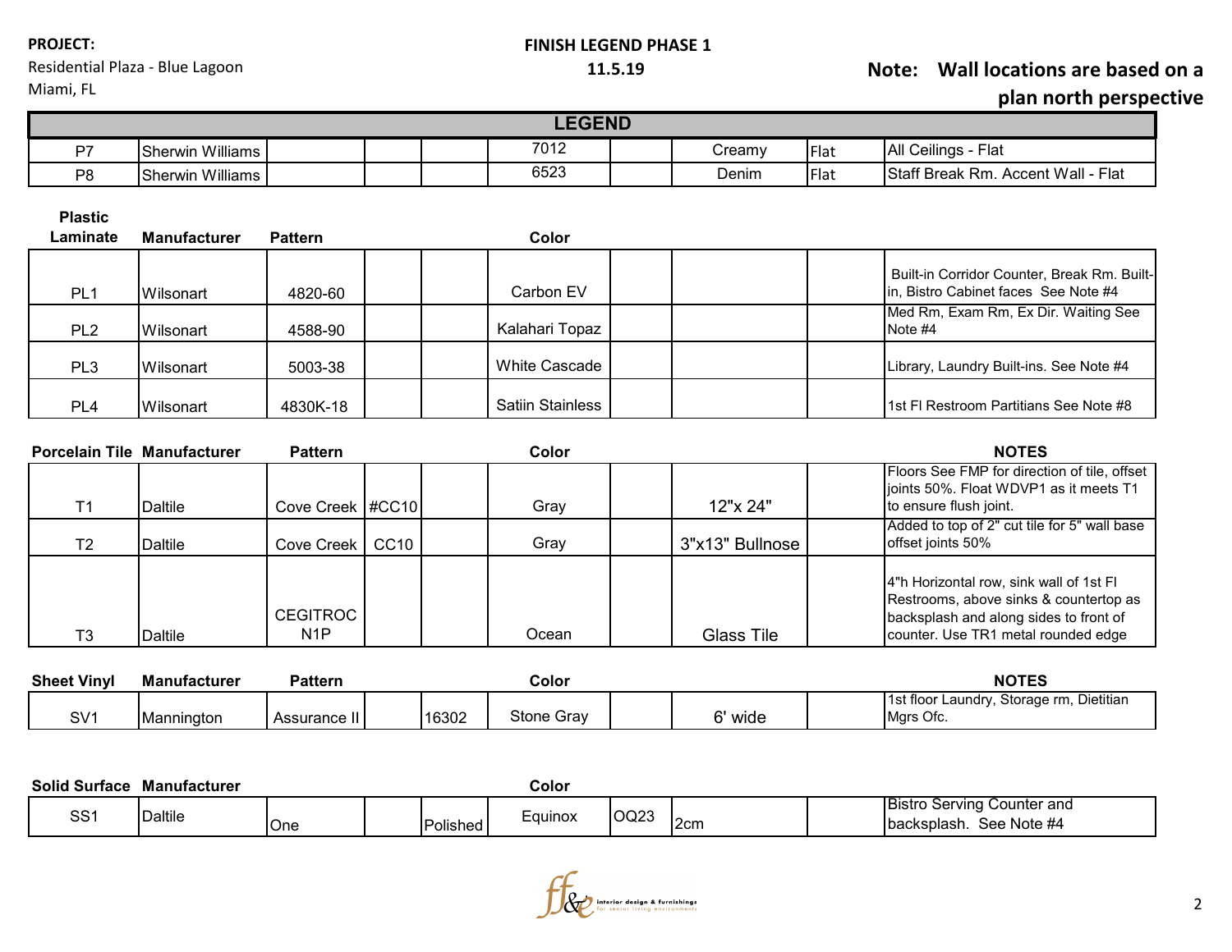**PROJECT:**
Residential Plaza - Blue Lagoon
Miami, FL

**FINISH LEGEND PHASE 1**
**11.5.19**

**Note: Wall locations are based on a plan north perspective**

## LEGEND

| | | | | | | | | | |
|---|---|---|---|---|---|---|---|---|---|
| P7 | Sherwin Williams | | | | 7012 | | Creamy | Flat | All Ceilings - Flat |
| P8 | Sherwin Williams | | | | 6523 | | Denim | Flat | Staff Break Rm. Accent Wall - Flat |

| Plastic Laminate | Manufacturer | Pattern | | | Color | | | | |
|---|---|---|---|---|---|---|---|---|---|
| PL1 | Wilsonart | 4820-60 | | | Carbon EV | | | | Built-in Corridor Counter, Break Rm. Built-in, Bistro Cabinet faces See Note #4 |
| PL2 | Wilsonart | 4588-90 | | | Kalahari Topaz | | | | Med Rm, Exam Rm, Ex Dir. Waiting See Note #4 |
| PL3 | Wilsonart | 5003-38 | | | White Cascade | | | | Library, Laundry Built-ins. See Note #4 |
| PL4 | Wilsonart | 4830K-18 | | | Satiin Stainless | | | | 1st Fl Restroom Partitians See Note #8 |

| Porcelain Tile | Manufacturer | Pattern | | | Color | | | | NOTES |
|---|---|---|---|---|---|---|---|---|---|
| T1 | Daltile | Cove Creek | #CC10 | | Gray | | 12"x 24" | | Floors See FMP for direction of tile, offset joints 50%. Float WDVP1 as it meets T1 to ensure flush joint. |
| T2 | Daltile | Cove Creek | CC10 | | Gray | | 3"x13" Bullnose | | Added to top of 2" cut tile for 5" wall base offset joints 50% |
| T3 | Daltile | CEGITROC N1P | | | Ocean | | Glass Tile | | 4"h Horizontal row, sink wall of 1st Fl Restrooms, above sinks & countertop as backsplash and along sides to front of counter. Use TR1 metal rounded edge |

| Sheet Vinyl | Manufacturer | Pattern | | | Color | | | | NOTES |
|---|---|---|---|---|---|---|---|---|---|
| SV1 | Mannington | Assurance II | | 16302 | Stone Gray | | 6' wide | | 1st floor Laundry, Storage rm, Dietitian Mgrs Ofc. |

| Solid Surface | Manufacturer | | | | Color | | | | |
|---|---|---|---|---|---|---|---|---|---|
| SS1 | Daltile | One | | Polished | Equinox | OQ23 | 2cm | | Bistro Serving Counter and backsplash. See Note #4 |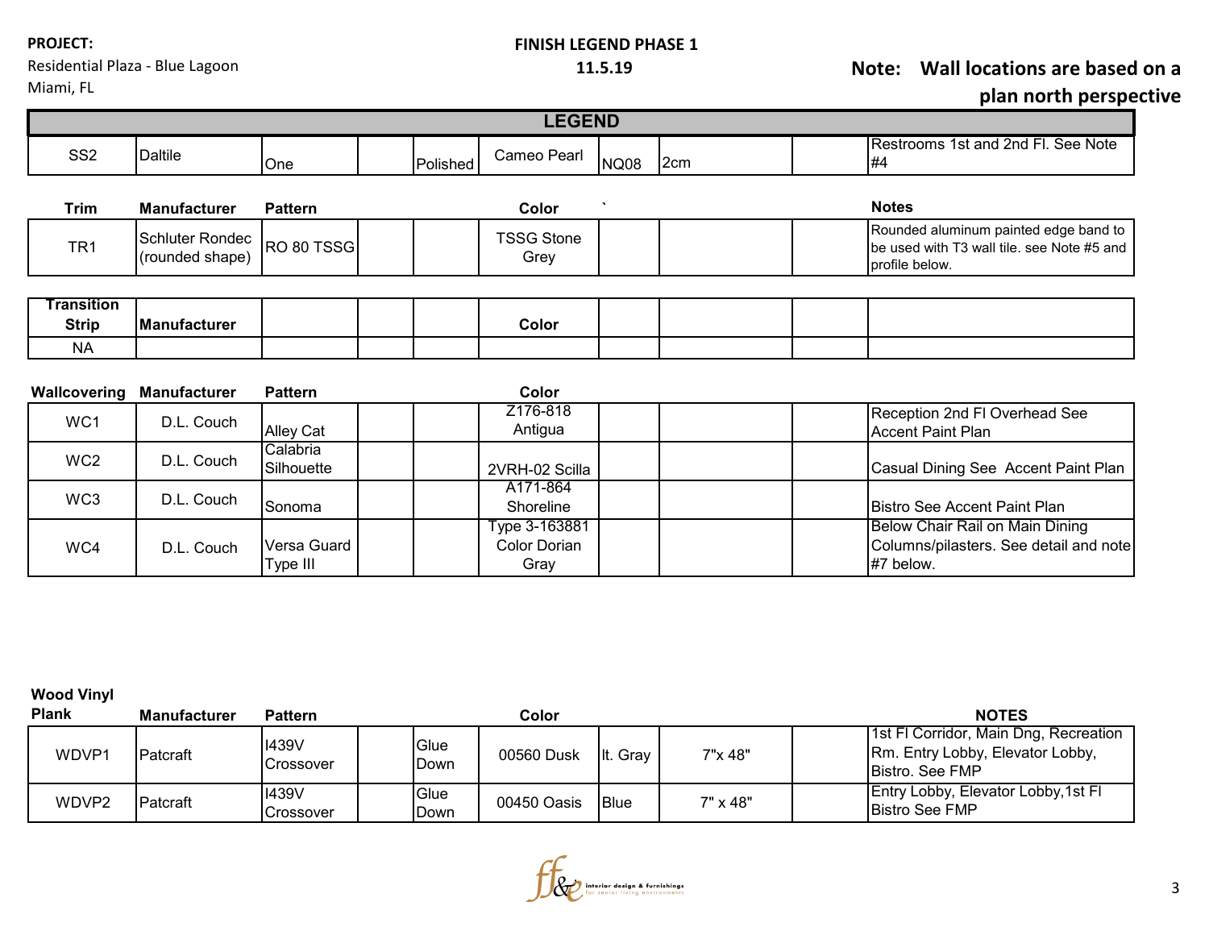**PROJECT:**

Residential Plaza - Blue Lagoon
Miami, FL

**FINISH LEGEND PHASE 1**
**11.5.19**

**Note: Wall locations are based on a plan north perspective**

## LEGEND

| | | | | | | | | | |
|---|---|---|---|---|---|---|---|---|---|
| SS2 | Daltile | One | | Polished | Cameo Pearl | NQ08 | 2cm | | Restrooms 1st and 2nd Fl. See Note #4 |

| Trim | Manufacturer | Pattern | | | Color | ` | | | Notes |
|---|---|---|---|---|---|---|---|---|---|
| TR1 | Schluter Rondec (rounded shape) | RO 80 TSSG | | | TSSG Stone Grey | | | | Rounded aluminum painted edge band to be used with T3 wall tile. see Note #5 and profile below. |

| Transition Strip | Manufacturer | | | | Color | | | | |
|---|---|---|---|---|---|---|---|---|---|
| NA | | | | | | | | | |

| Wallcovering | Manufacturer | Pattern | | | Color | | | | |
|---|---|---|---|---|---|---|---|---|---|
| WC1 | D.L. Couch | Alley Cat | | | Z176-818 Antigua | | | | Reception 2nd Fl Overhead See Accent Paint Plan |
| WC2 | D.L. Couch | Calabria Silhouette | | | 2VRH-02 Scilla | | | | Casual Dining See Accent Paint Plan |
| WC3 | D.L. Couch | Sonoma | | | A171-864 Shoreline | | | | Bistro See Accent Paint Plan |
| WC4 | D.L. Couch | Versa Guard Type III | | | Type 3-163881 Color Dorian Gray | | | | Below Chair Rail on Main Dining Columns/pilasters. See detail and note #7 below. |

| Wood Vinyl Plank | Manufacturer | Pattern | | | Color | | | | NOTES |
|---|---|---|---|---|---|---|---|---|---|
| WDVP1 | Patcraft | I439V Crossover | | Glue Down | 00560 Dusk | lt. Gray | 7"x 48" | | 1st Fl Corridor, Main Dng, Recreation Rm. Entry Lobby, Elevator Lobby, Bistro. See FMP |
| WDVP2 | Patcraft | I439V Crossover | | Glue Down | 00450 Oasis | Blue | 7" x 48" | | Entry Lobby, Elevator Lobby,1st Fl Bistro See FMP |

ff&e interior design & furnishings for senior living environments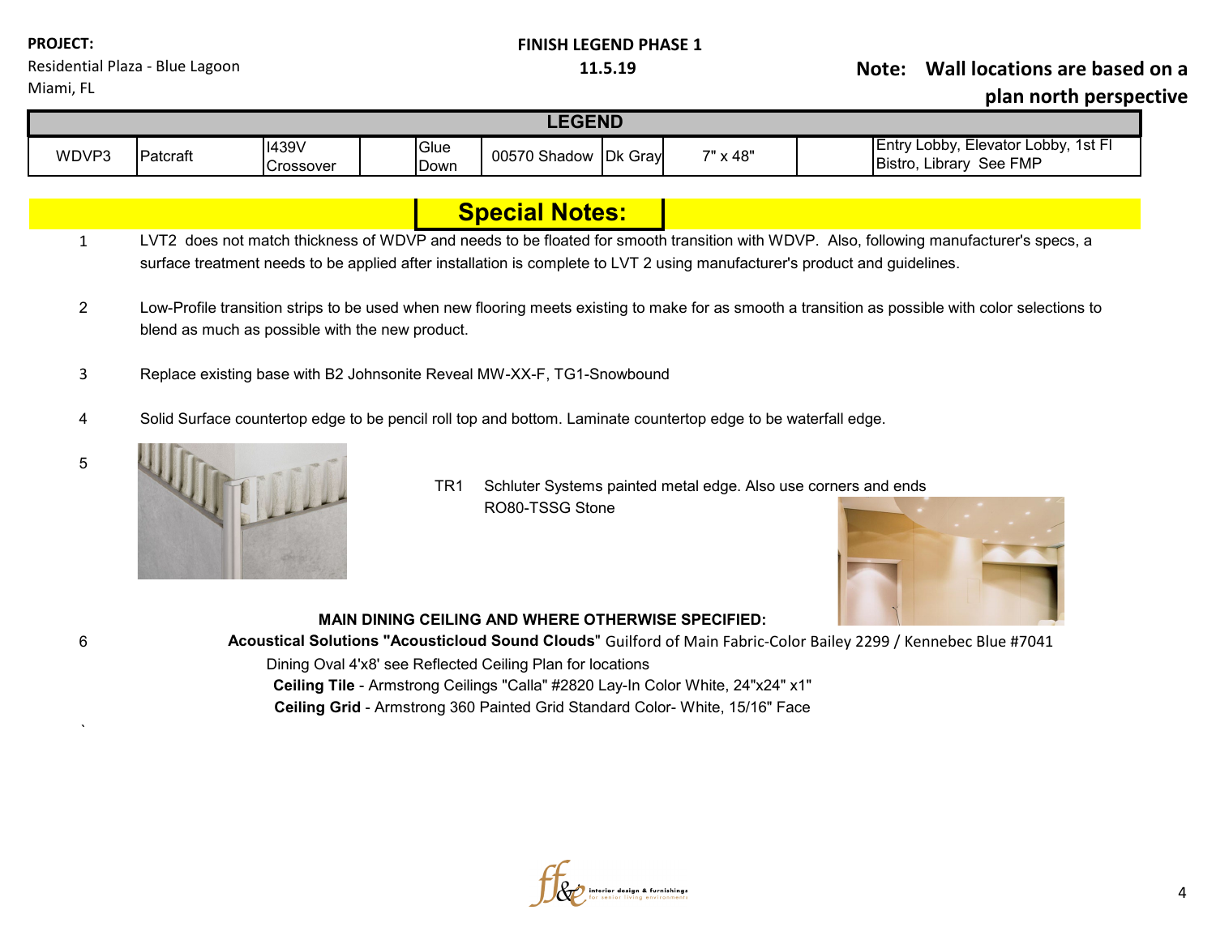**PROJECT:**
Residential Plaza - Blue Lagoon
Miami, FL

**FINISH LEGEND PHASE 1**
**11.5.19**

**Note: Wall locations are based on a plan north perspective**

| LEGEND | | | | | | | | | |
|---|---|---|---|---|---|---|---|---|---|
| WDVP3 | Patcraft | I439V Crossover | | Glue Down | 00570 Shadow | Dk Gray | 7" x 48" | | Entry Lobby, Elevator Lobby, 1st Fl Bistro, Library See FMP |

## Special Notes:

1. LVT2 does not match thickness of WDVP and needs to be floated for smooth transition with WDVP. Also, following manufacturer's specs, a surface treatment needs to be applied after installation is complete to LVT 2 using manufacturer's product and guidelines.

2. Low-Profile transition strips to be used when new flooring meets existing to make for as smooth a transition as possible with color selections to blend as much as possible with the new product.

3. Replace existing base with B2 Johnsonite Reveal MW-XX-F, TG1-Snowbound

4. Solid Surface countertop edge to be pencil roll top and bottom. Laminate countertop edge to be waterfall edge.

5. TR1 Schluter Systems painted metal edge. Also use corners and ends RO80-TSSG Stone

6. **MAIN DINING CEILING AND WHERE OTHERWISE SPECIFIED:**
   **Acoustical Solutions "Acousticloud Sound Clouds**" Guilford of Main Fabric-Color Bailey 2299 / Kennebec Blue #7041
   Dining Oval 4'x8' see Reflected Ceiling Plan for locations
   **Ceiling Tile** - Armstrong Ceilings "Calla" #2820 Lay-In Color White, 24"x24" x1"
   **Ceiling Grid** - Armstrong 360 Painted Grid Standard Color- White, 15/16" Face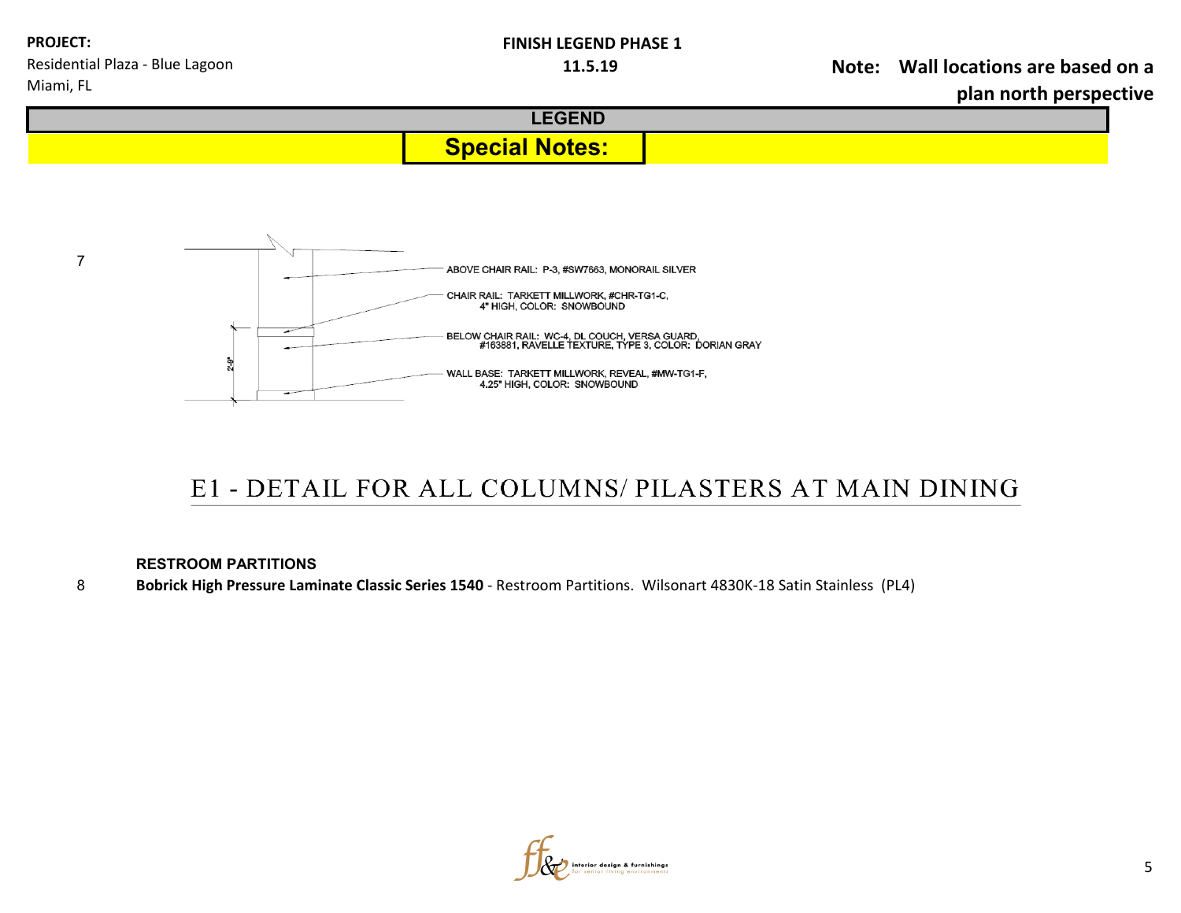**PROJECT:**
Residential Plaza - Blue Lagoon
Miami, FL

**FINISH LEGEND PHASE 1**
**11.5.19**

**Note: Wall locations are based on a plan north perspective**

## LEGEND

### Special Notes:

7

ABOVE CHAIR RAIL: P-3, #SW7663, MONORAIL SILVER

CHAIR RAIL: TARKETT MILLWORK, #CHR-TG1-C, 4" HIGH, COLOR: SNOWBOUND

BELOW CHAIR RAIL: WC-4, DL COUCH, VERSA GUARD, #163881, RAVELLE TEXTURE, TYPE 3, COLOR: DORIAN GRAY

WALL BASE: TARKETT MILLWORK, REVEAL, #MW-TG1-F, 4.25" HIGH, COLOR: SNOWBOUND

2'-9"

E1 - DETAIL FOR ALL COLUMNS/ PILASTERS AT MAIN DINING

**RESTROOM PARTITIONS**

8 **Bobrick High Pressure Laminate Classic Series 1540** - Restroom Partitions. Wilsonart 4830K-18 Satin Stainless (PL4)